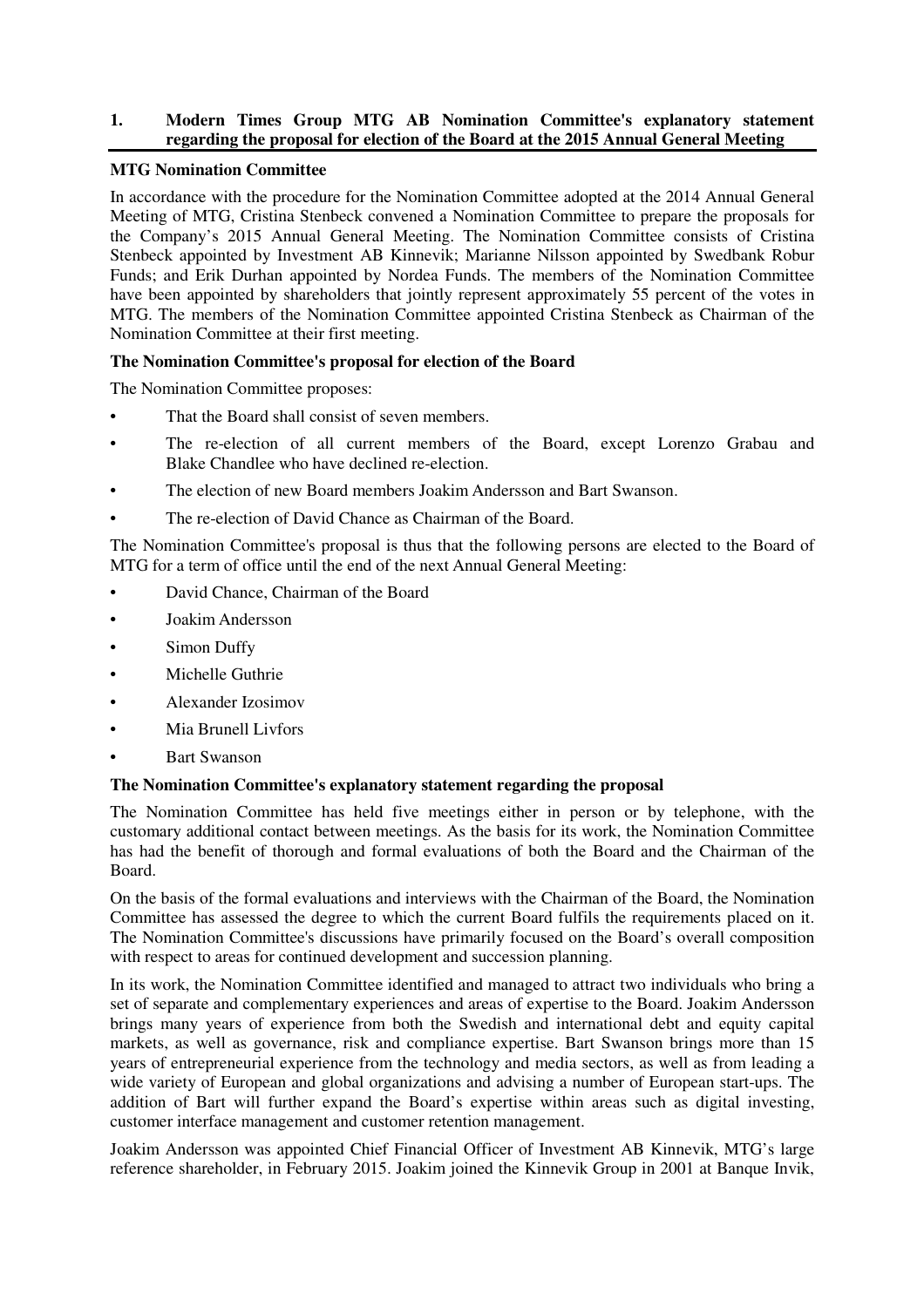# 1. Modern Times Group MTG AB Nomination Committee's explanatory statement regarding the proposal for election of the Board at the 2015 Annual General Meeting

## MTG Nomination Committee

In accordance with the procedure for the Nomination Committee adopted at the 2014 Annual General Meeting of MTG, Cristina Stenbeck convened a Nomination Committee to prepare the proposals for the Company's 2015 Annual General Meeting. The Nomination Committee consists of Cristina Stenbeck appointed by Investment AB Kinnevik; Marianne Nilsson appointed by Swedbank Robur Funds; and Erik Durhan appointed by Nordea Funds. The members of the Nomination Committee have been appointed by shareholders that jointly represent approximately 55 percent of the votes in MTG. The members of the Nomination Committee appointed Cristina Stenbeck as Chairman of the Nomination Committee at their first meeting.

## The Nomination Committee's proposal for election of the Board

The Nomination Committee proposes:

- That the Board shall consist of seven members.
- The re-election of all current members of the Board, except Lorenzo Grabau and Blake Chandlee who have declined re-election.
- The election of new Board members Joakim Andersson and Bart Swanson.
- The re-election of David Chance as Chairman of the Board.

The Nomination Committee's proposal is thus that the following persons are elected to the Board of MTG for a term of office until the end of the next Annual General Meeting:

- David Chance, Chairman of the Board
- Joakim Andersson
- Simon Duffy
- Michelle Guthrie
- Alexander Izosimov
- Mia Brunell Livfors
- Bart Swanson

## The Nomination Committee's explanatory statement regarding the proposal

The Nomination Committee has held five meetings either in person or by telephone, with the customary additional contact between meetings. As the basis for its work, the Nomination Committee has had the benefit of thorough and formal evaluations of both the Board and the Chairman of the Board.

On the basis of the formal evaluations and interviews with the Chairman of the Board, the Nomination Committee has assessed the degree to which the current Board fulfils the requirements placed on it. The Nomination Committee's discussions have primarily focused on the Board's overall composition with respect to areas for continued development and succession planning.

In its work, the Nomination Committee identified and managed to attract two individuals who bring a set of separate and complementary experiences and areas of expertise to the Board. Joakim Andersson brings many years of experience from both the Swedish and international debt and equity capital markets, as well as governance, risk and compliance expertise. Bart Swanson brings more than 15 years of entrepreneurial experience from the technology and media sectors, as well as from leading a wide variety of European and global organizations and advising a number of European start-ups. The addition of Bart will further expand the Board's expertise within areas such as digital investing, customer interface management and customer retention management.

Joakim Andersson was appointed Chief Financial Officer of Investment AB Kinnevik, MTG's large reference shareholder, in February 2015. Joakim joined the Kinnevik Group in 2001 at Banque Invik,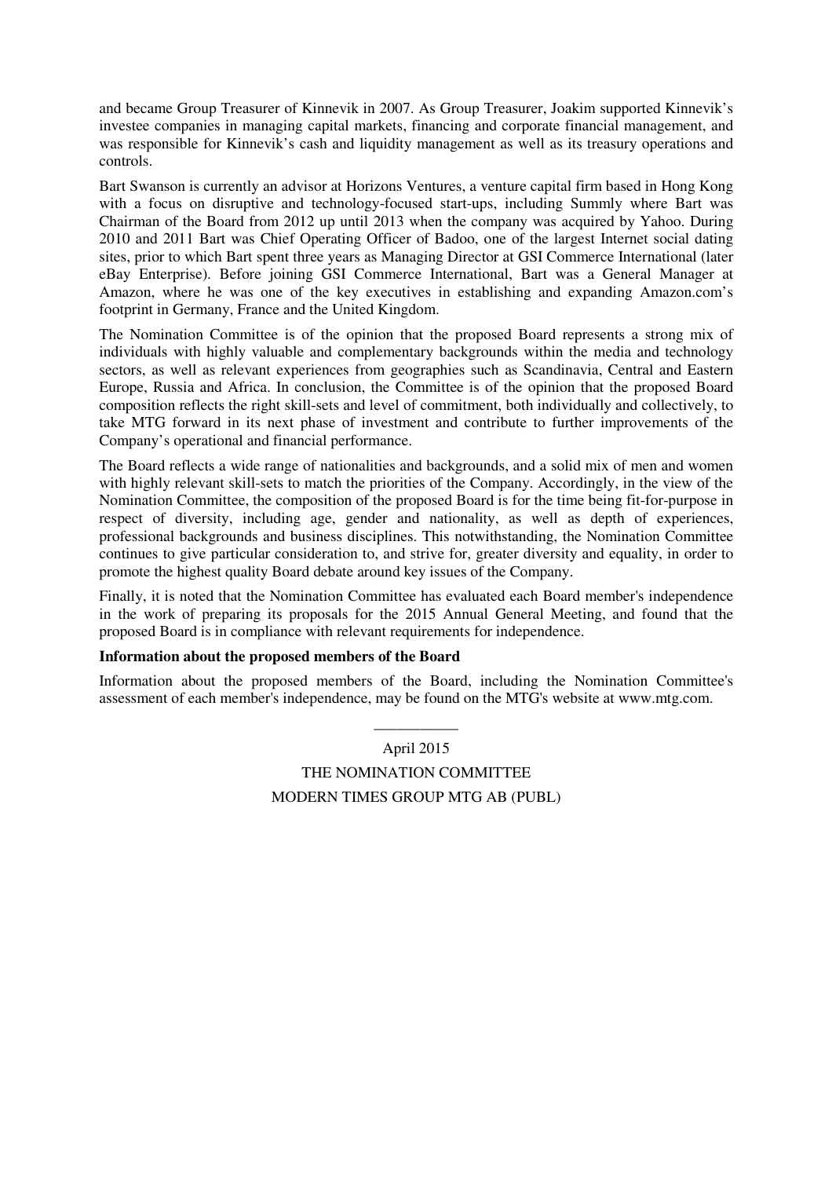and became Group Treasurer of Kinnevik in 2007. As Group Treasurer, Joakim supported Kinnevik's investee companies in managing capital markets, financing and corporate financial management, and was responsible for Kinnevik's cash and liquidity management as well as its treasury operations and controls.

Bart Swanson is currently an advisor at Horizons Ventures, a venture capital firm based in Hong Kong with a focus on disruptive and technology-focused start-ups, including Summly where Bart was Chairman of the Board from 2012 up until 2013 when the company was acquired by Yahoo. During 2010 and 2011 Bart was Chief Operating Officer of Badoo, one of the largest Internet social dating sites, prior to which Bart spent three years as Managing Director at GSI Commerce International (later eBay Enterprise). Before joining GSI Commerce International, Bart was a General Manager at Amazon, where he was one of the key executives in establishing and expanding Amazon.com's footprint in Germany, France and the United Kingdom.

The Nomination Committee is of the opinion that the proposed Board represents a strong mix of individuals with highly valuable and complementary backgrounds within the media and technology sectors, as well as relevant experiences from geographies such as Scandinavia, Central and Eastern Europe, Russia and Africa. In conclusion, the Committee is of the opinion that the proposed Board composition reflects the right skill-sets and level of commitment, both individually and collectively, to take MTG forward in its next phase of investment and contribute to further improvements of the Company's operational and financial performance.

The Board reflects a wide range of nationalities and backgrounds, and a solid mix of men and women with highly relevant skill-sets to match the priorities of the Company. Accordingly, in the view of the Nomination Committee, the composition of the proposed Board is for the time being fit-for-purpose in respect of diversity, including age, gender and nationality, as well as depth of experiences, professional backgrounds and business disciplines. This notwithstanding, the Nomination Committee continues to give particular consideration to, and strive for, greater diversity and equality, in order to promote the highest quality Board debate around key issues of the Company.

Finally, it is noted that the Nomination Committee has evaluated each Board member's independence in the work of preparing its proposals for the 2015 Annual General Meeting, and found that the proposed Board is in compliance with relevant requirements for independence.

**Information about the proposed members of the Board**

Information about the proposed members of the Board, including the Nomination Committee's assessment of each member's independence, may be found on the MTG's website at www.mtg.com.

___________

April 2015

THE NOMINATION COMMITTEE

MODERN TIMES GROUP MTG AB (PUBL)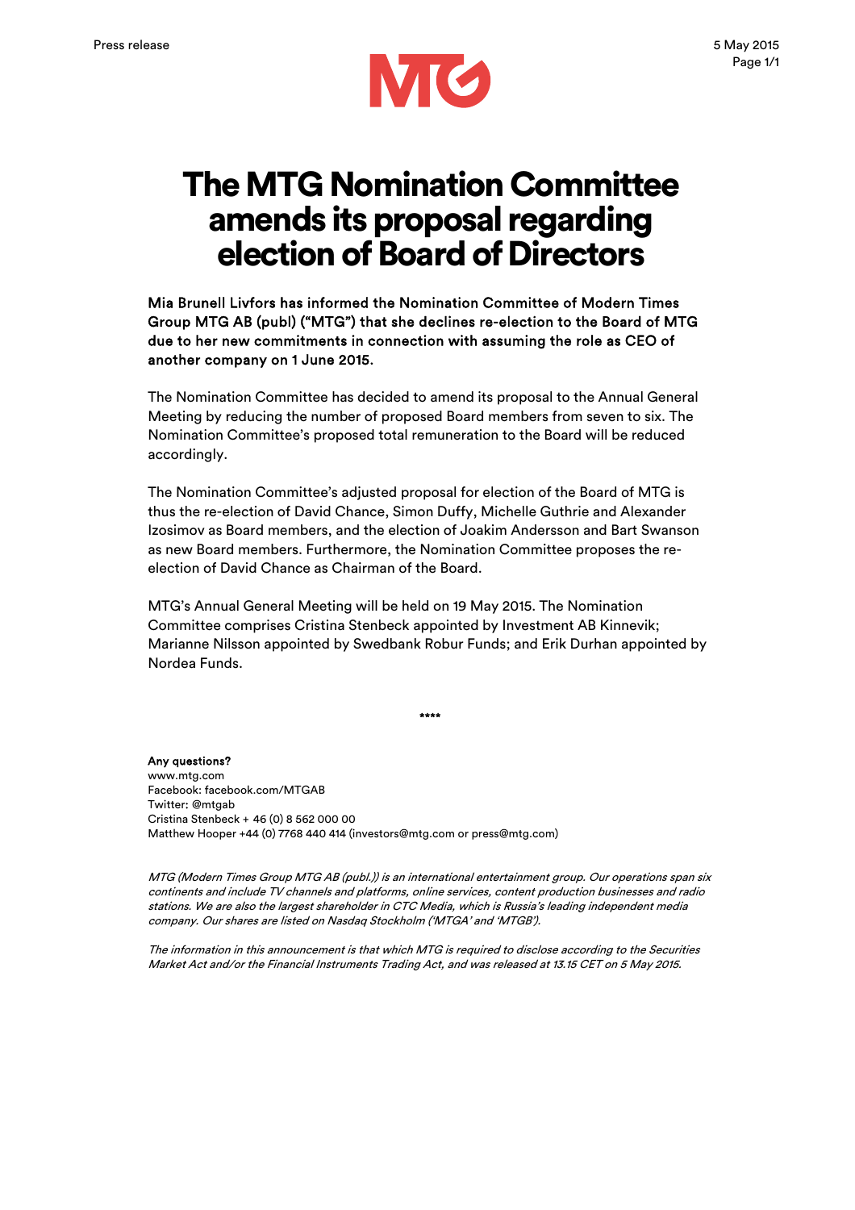Press release

5 May 2015

# The MTG Nomination Committee amends its proposal regarding election of Board of Directors

**Mia Brunell Livfors has informed the Nomination Committee of Modern Times Group MTG AB (publ) ("MTG") that she declines re-election to the Board of MTG due to her new commitments in connection with assuming the role as CEO of another company on 1 June 2015.**

The Nomination Committee has decided to amend its proposal to the Annual General Meeting by reducing the number of proposed Board members from seven to six. The Nomination Committee's proposed total remuneration to the Board will be reduced accordingly.

The Nomination Committee's adjusted proposal for election of the Board of MTG is thus the re-election of David Chance, Simon Duffy, Michelle Guthrie and Alexander Izosimov as Board members, and the election of Joakim Andersson and Bart Swanson as new Board members. Furthermore, the Nomination Committee proposes the re-election of David Chance as Chairman of the Board.

MTG's Annual General Meeting will be held on 19 May 2015. The Nomination Committee comprises Cristina Stenbeck appointed by Investment AB Kinnevik; Marianne Nilsson appointed by Swedbank Robur Funds; and Erik Durhan appointed by Nordea Funds.

****

**Any questions?**
www.mtg.com
Facebook: facebook.com/MTGAB
Twitter: @mtgab
Cristina Stenbeck + 46 (0) 8 562 000 00
Matthew Hooper +44 (0) 7768 440 414 (investors@mtg.com or press@mtg.com)

*MTG (Modern Times Group MTG AB (publ.)) is an international entertainment group. Our operations span six continents and include TV channels and platforms, online services, content production businesses and radio stations. We are also the largest shareholder in CTC Media, which is Russia's leading independent media company. Our shares are listed on Nasdaq Stockholm ('MTGA' and 'MTGB').*

*The information in this announcement is that which MTG is required to disclose according to the Securities Market Act and/or the Financial Instruments Trading Act, and was released at 13.15 CET on 5 May 2015.*